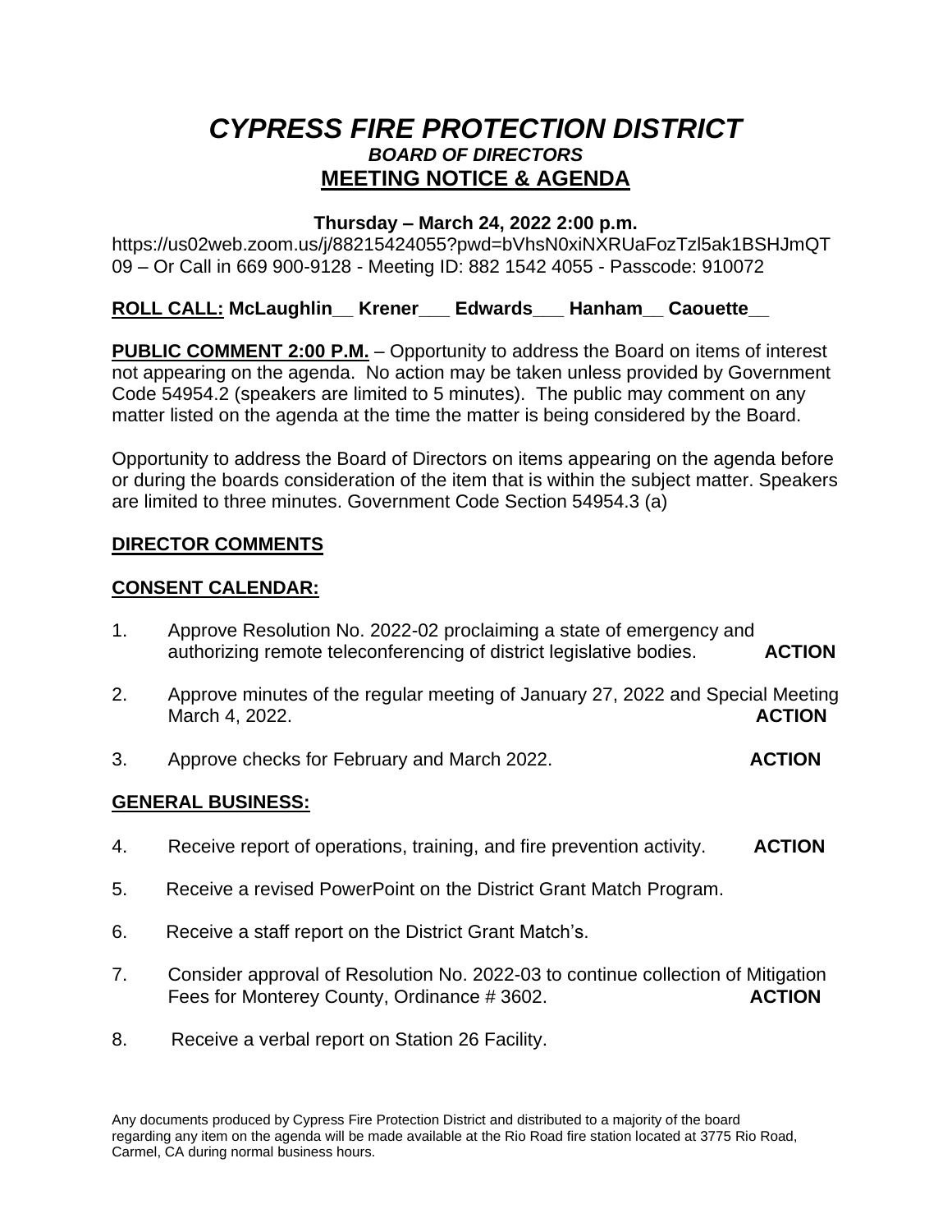# *CYPRESS FIRE PROTECTION DISTRICT*

### *BOARD OF DIRECTORS*

## MEETING NOTICE & AGENDA

**Thursday – March 24, 2022 2:00 p.m.**

https://us02web.zoom.us/j/88215424055?pwd=bVhsN0xiNXRUaFozTzl5ak1BSHJmQT09 – Or Call in 669 900-9128 - Meeting ID: 882 1542 4055 - Passcode: 910072

**ROLL CALL: McLaughlin__ Krener___ Edwards___ Hanham__ Caouette__**

**PUBLIC COMMENT 2:00 P.M.** – Opportunity to address the Board on items of interest not appearing on the agenda. No action may be taken unless provided by Government Code 54954.2 (speakers are limited to 5 minutes). The public may comment on any matter listed on the agenda at the time the matter is being considered by the Board.

Opportunity to address the Board of Directors on items appearing on the agenda before or during the boards consideration of the item that is within the subject matter. Speakers are limited to three minutes. Government Code Section 54954.3 (a)

**DIRECTOR COMMENTS**

**CONSENT CALENDAR:**

1. Approve Resolution No. 2022-02 proclaiming a state of emergency and authorizing remote teleconferencing of district legislative bodies. **ACTION**

2. Approve minutes of the regular meeting of January 27, 2022 and Special Meeting March 4, 2022. **ACTION**

3. Approve checks for February and March 2022. **ACTION**

**GENERAL BUSINESS:**

4. Receive report of operations, training, and fire prevention activity. **ACTION**

5. Receive a revised PowerPoint on the District Grant Match Program.

6. Receive a staff report on the District Grant Match's.

7. Consider approval of Resolution No. 2022-03 to continue collection of Mitigation Fees for Monterey County, Ordinance # 3602. **ACTION**

8. Receive a verbal report on Station 26 Facility.

Any documents produced by Cypress Fire Protection District and distributed to a majority of the board regarding any item on the agenda will be made available at the Rio Road fire station located at 3775 Rio Road, Carmel, CA during normal business hours.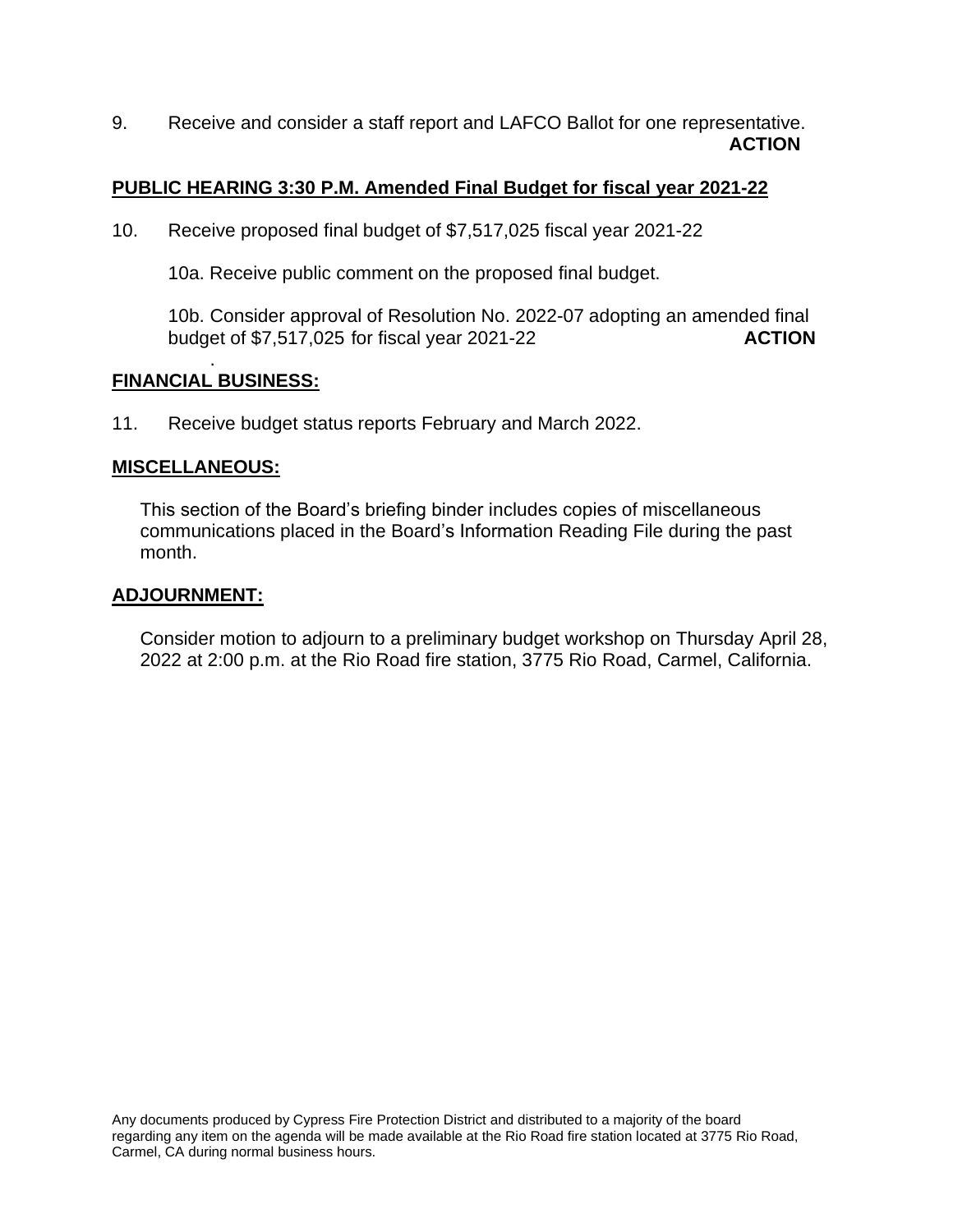9. Receive and consider a staff report and LAFCO Ballot for one representative. **ACTION**

**PUBLIC HEARING 3:30 P.M. Amended Final Budget for fiscal year 2021-22**

10. Receive proposed final budget of $7,517,025 fiscal year 2021-22

    10a. Receive public comment on the proposed final budget.

    10b. Consider approval of Resolution No. 2022-07 adopting an amended final budget of $7,517,025 for fiscal year 2021-22 **ACTION**

**FINANCIAL BUSINESS:**

11. Receive budget status reports February and March 2022.

**MISCELLANEOUS:**

This section of the Board's briefing binder includes copies of miscellaneous communications placed in the Board's Information Reading File during the past month.

**ADJOURNMENT:**

Consider motion to adjourn to a preliminary budget workshop on Thursday April 28, 2022 at 2:00 p.m. at the Rio Road fire station, 3775 Rio Road, Carmel, California.

Any documents produced by Cypress Fire Protection District and distributed to a majority of the board regarding any item on the agenda will be made available at the Rio Road fire station located at 3775 Rio Road, Carmel, CA during normal business hours.